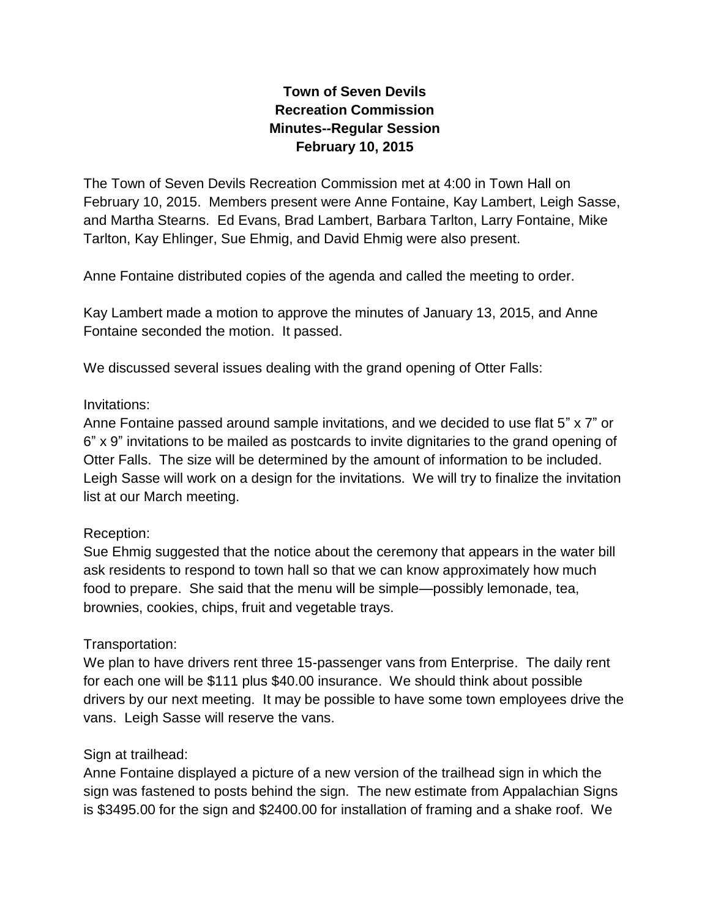# Town of Seven Devils
## Recreation Commission
## Minutes--Regular Session
## February 10, 2015

The Town of Seven Devils Recreation Commission met at 4:00 in Town Hall on February 10, 2015. Members present were Anne Fontaine, Kay Lambert, Leigh Sasse, and Martha Stearns. Ed Evans, Brad Lambert, Barbara Tarlton, Larry Fontaine, Mike Tarlton, Kay Ehlinger, Sue Ehmig, and David Ehmig were also present.

Anne Fontaine distributed copies of the agenda and called the meeting to order.

Kay Lambert made a motion to approve the minutes of January 13, 2015, and Anne Fontaine seconded the motion. It passed.

We discussed several issues dealing with the grand opening of Otter Falls:

Invitations:
Anne Fontaine passed around sample invitations, and we decided to use flat 5" x 7" or 6" x 9" invitations to be mailed as postcards to invite dignitaries to the grand opening of Otter Falls. The size will be determined by the amount of information to be included. Leigh Sasse will work on a design for the invitations. We will try to finalize the invitation list at our March meeting.

Reception:
Sue Ehmig suggested that the notice about the ceremony that appears in the water bill ask residents to respond to town hall so that we can know approximately how much food to prepare. She said that the menu will be simple—possibly lemonade, tea, brownies, cookies, chips, fruit and vegetable trays.

Transportation:
We plan to have drivers rent three 15-passenger vans from Enterprise. The daily rent for each one will be $111 plus $40.00 insurance. We should think about possible drivers by our next meeting. It may be possible to have some town employees drive the vans. Leigh Sasse will reserve the vans.

Sign at trailhead:
Anne Fontaine displayed a picture of a new version of the trailhead sign in which the sign was fastened to posts behind the sign. The new estimate from Appalachian Signs is $3495.00 for the sign and $2400.00 for installation of framing and a shake roof. We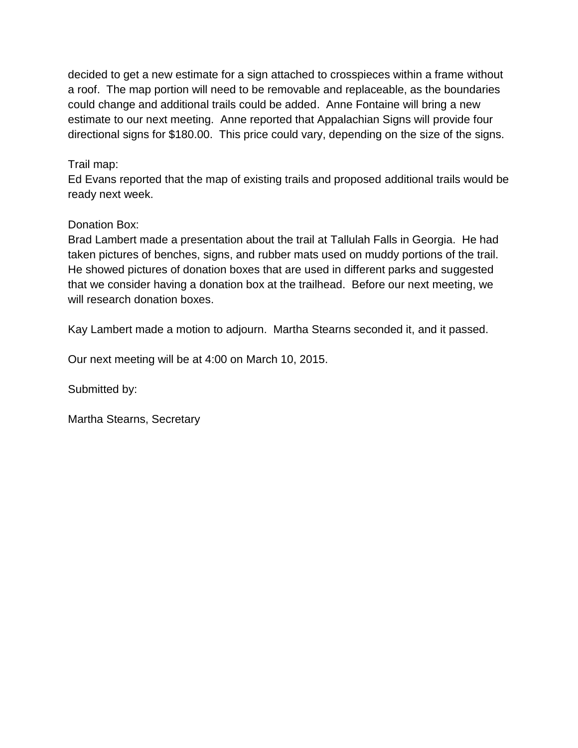decided to get a new estimate for a sign attached to crosspieces within a frame without a roof. The map portion will need to be removable and replaceable, as the boundaries could change and additional trails could be added. Anne Fontaine will bring a new estimate to our next meeting. Anne reported that Appalachian Signs will provide four directional signs for $180.00. This price could vary, depending on the size of the signs.

Trail map:
Ed Evans reported that the map of existing trails and proposed additional trails would be ready next week.

Donation Box:
Brad Lambert made a presentation about the trail at Tallulah Falls in Georgia. He had taken pictures of benches, signs, and rubber mats used on muddy portions of the trail. He showed pictures of donation boxes that are used in different parks and suggested that we consider having a donation box at the trailhead. Before our next meeting, we will research donation boxes.

Kay Lambert made a motion to adjourn. Martha Stearns seconded it, and it passed.

Our next meeting will be at 4:00 on March 10, 2015.

Submitted by:

Martha Stearns, Secretary